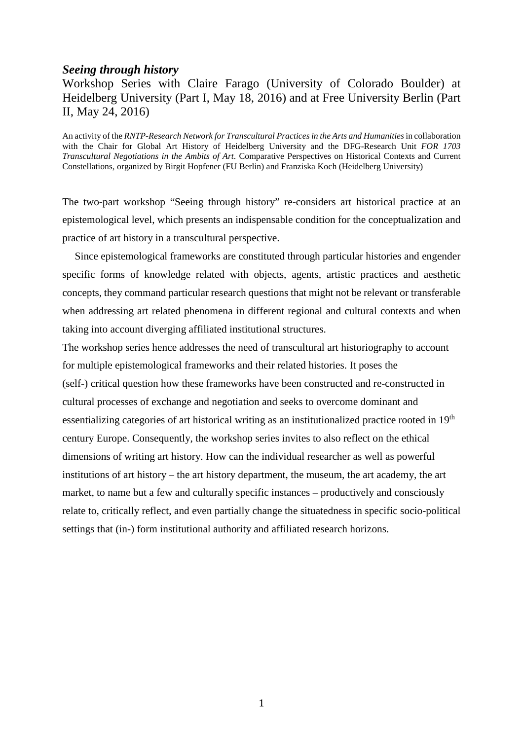# *Seeing through history*

Workshop Series with Claire Farago (University of Colorado Boulder) at Heidelberg University (Part I, May 18, 2016) and at Free University Berlin (Part II, May 24, 2016)

An activity of the *RNTP-Research Network for Transcultural Practices in the Arts and Humanities* in collaboration with the Chair for Global Art History of Heidelberg University and the DFG-Research Unit *FOR 1703 Transcultural Negotiations in the Ambits of Art*. Comparative Perspectives on Historical Contexts and Current Constellations, organized by Birgit Hopfener (FU Berlin) and Franziska Koch (Heidelberg University)

The two-part workshop "Seeing through history" re-considers art historical practice at an epistemological level, which presents an indispensable condition for the conceptualization and practice of art history in a transcultural perspective.

Since epistemological frameworks are constituted through particular histories and engender specific forms of knowledge related with objects, agents, artistic practices and aesthetic concepts, they command particular research questions that might not be relevant or transferable when addressing art related phenomena in different regional and cultural contexts and when taking into account diverging affiliated institutional structures.

The workshop series hence addresses the need of transcultural art historiography to account for multiple epistemological frameworks and their related histories. It poses the (self-) critical question how these frameworks have been constructed and re-constructed in cultural processes of exchange and negotiation and seeks to overcome dominant and essentializing categories of art historical writing as an institutionalized practice rooted in 19th century Europe. Consequently, the workshop series invites to also reflect on the ethical dimensions of writing art history. How can the individual researcher as well as powerful institutions of art history – the art history department, the museum, the art academy, the art market, to name but a few and culturally specific instances – productively and consciously relate to, critically reflect, and even partially change the situatedness in specific socio-political settings that (in-) form institutional authority and affiliated research horizons.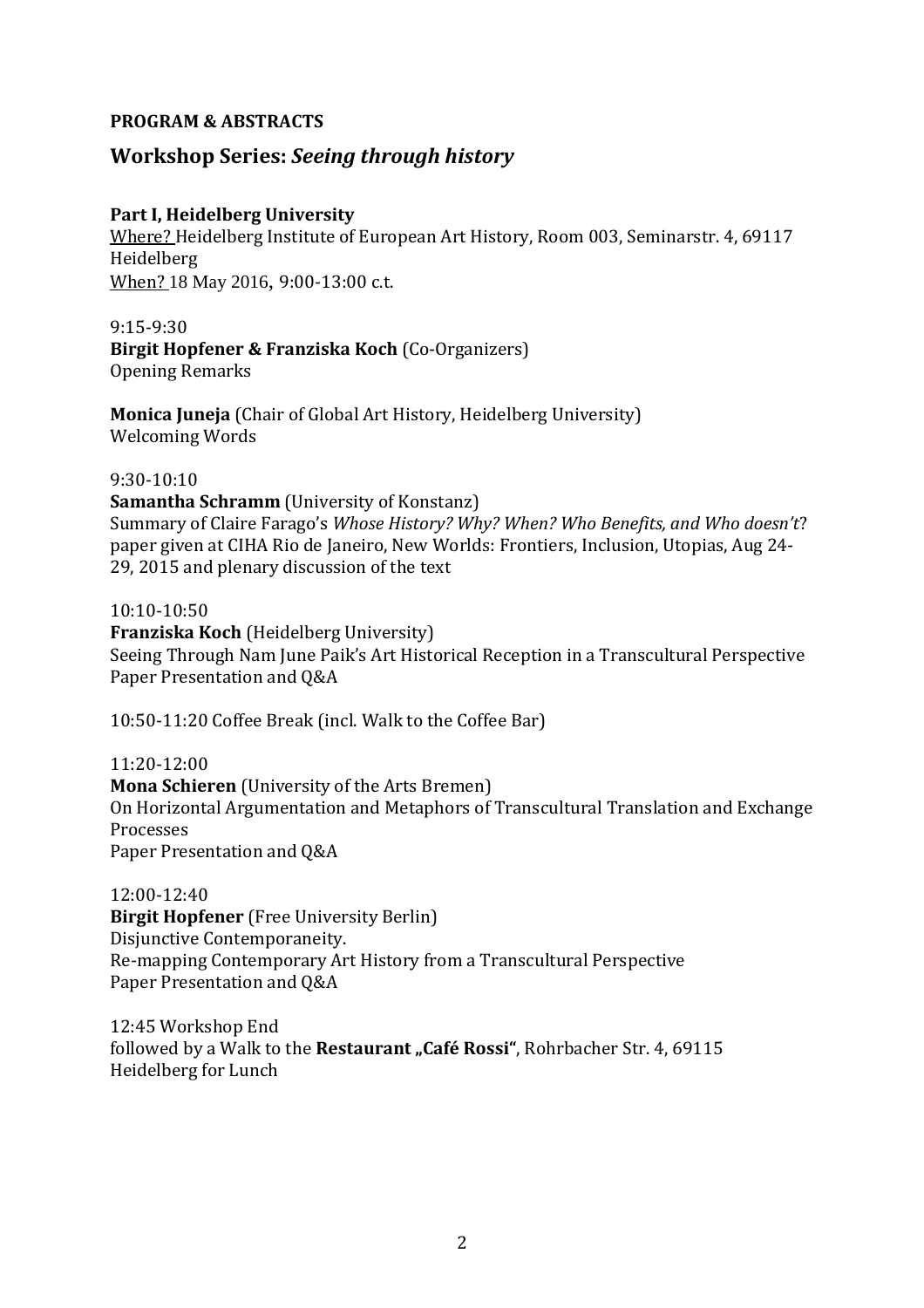**PROGRAM & ABSTRACTS**

## Workshop Series: *Seeing through history*

**Part I, Heidelberg University**

Where? Heidelberg Institute of European Art History, Room 003, Seminarstr. 4, 69117 Heidelberg

When? 18 May 2016, 9:00-13:00 c.t.

9:15-9:30

**Birgit Hopfener & Franziska Koch** (Co-Organizers)

Opening Remarks

**Monica Juneja** (Chair of Global Art History, Heidelberg University)

Welcoming Words

9:30-10:10

**Samantha Schramm** (University of Konstanz)

Summary of Claire Farago's *Whose History? Why? When? Who Benefits, and Who doesn't*? paper given at CIHA Rio de Janeiro, New Worlds: Frontiers, Inclusion, Utopias, Aug 24-29, 2015 and plenary discussion of the text

10:10-10:50

**Franziska Koch** (Heidelberg University)

Seeing Through Nam June Paik's Art Historical Reception in a Transcultural Perspective

Paper Presentation and Q&A

10:50-11:20 Coffee Break (incl. Walk to the Coffee Bar)

11:20-12:00

**Mona Schieren** (University of the Arts Bremen)

On Horizontal Argumentation and Metaphors of Transcultural Translation and Exchange Processes

Paper Presentation and Q&A

12:00-12:40

**Birgit Hopfener** (Free University Berlin)

Disjunctive Contemporaneity.

Re-mapping Contemporary Art History from a Transcultural Perspective

Paper Presentation and Q&A

12:45 Workshop End

followed by a Walk to the **Restaurant „Café Rossi"**, Rohrbacher Str. 4, 69115 Heidelberg for Lunch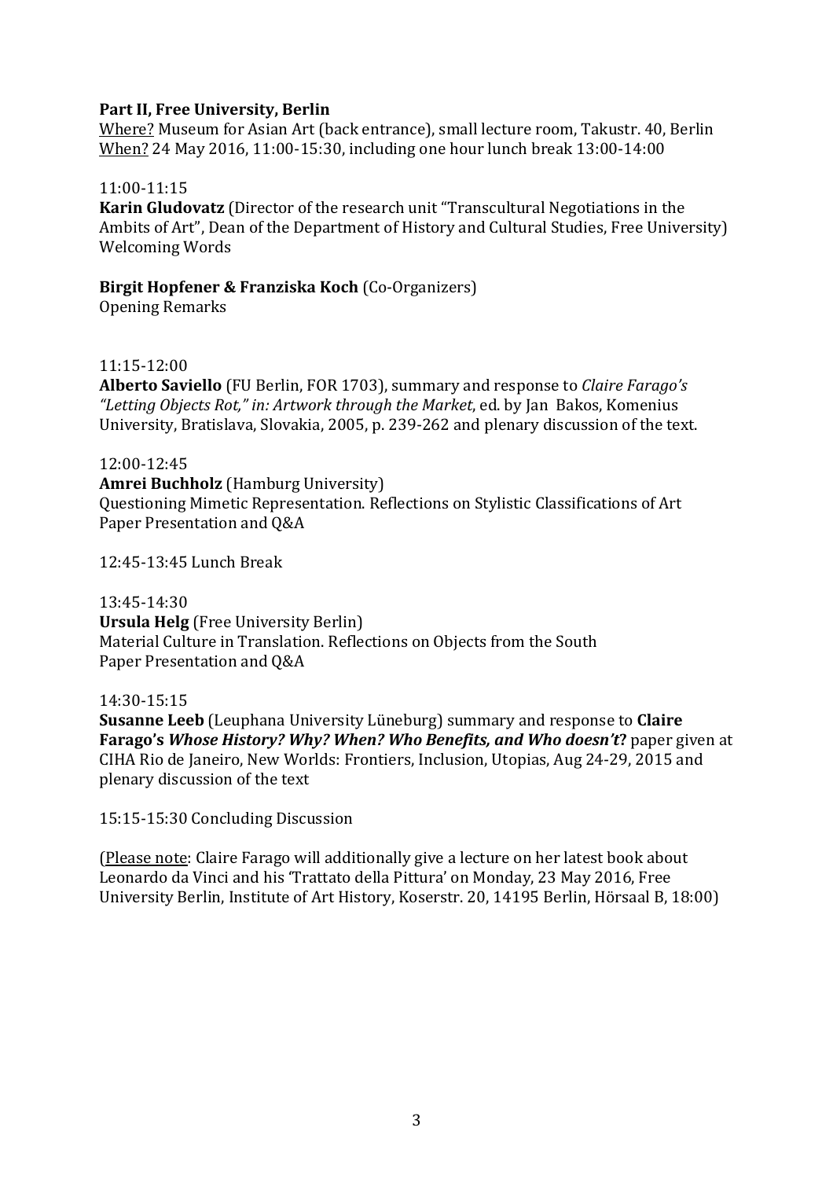**Part II, Free University, Berlin**
Where? Museum for Asian Art (back entrance), small lecture room, Takustr. 40, Berlin
When? 24 May 2016, 11:00-15:30, including one hour lunch break 13:00-14:00

11:00-11:15
**Karin Gludovatz** (Director of the research unit "Transcultural Negotiations in the Ambits of Art", Dean of the Department of History and Cultural Studies, Free University)
Welcoming Words

**Birgit Hopfener & Franziska Koch** (Co-Organizers)
Opening Remarks

11:15-12:00
**Alberto Saviello** (FU Berlin, FOR 1703), summary and response to *Claire Farago's "Letting Objects Rot," in: Artwork through the Market*, ed. by Jan Bakos, Komenius University, Bratislava, Slovakia, 2005, p. 239-262 and plenary discussion of the text.

12:00-12:45
**Amrei Buchholz** (Hamburg University)
Questioning Mimetic Representation. Reflections on Stylistic Classifications of Art
Paper Presentation and Q&A

12:45-13:45 Lunch Break

13:45-14:30
**Ursula Helg** (Free University Berlin)
Material Culture in Translation. Reflections on Objects from the South
Paper Presentation and Q&A

14:30-15:15
**Susanne Leeb** (Leuphana University Lüneburg) summary and response to **Claire Farago's *Whose History? Why? When? Who Benefits, and Who doesn't*?** paper given at CIHA Rio de Janeiro, New Worlds: Frontiers, Inclusion, Utopias, Aug 24-29, 2015 and plenary discussion of the text

15:15-15:30 Concluding Discussion

(Please note: Claire Farago will additionally give a lecture on her latest book about Leonardo da Vinci and his 'Trattato della Pittura' on Monday, 23 May 2016, Free University Berlin, Institute of Art History, Koserstr. 20, 14195 Berlin, Hörsaal B, 18:00)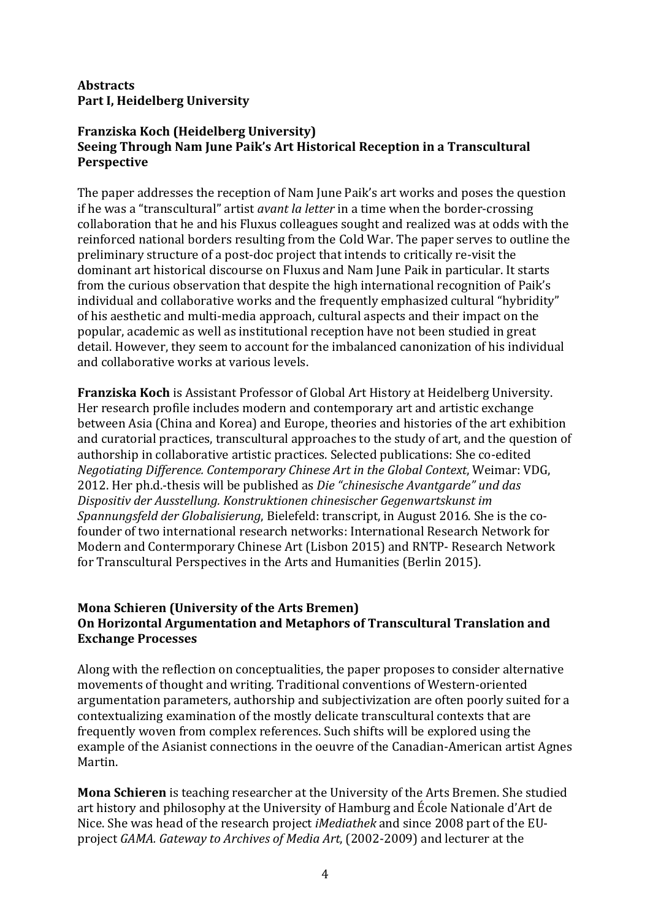**Abstracts**
**Part I, Heidelberg University**

**Franziska Koch (Heidelberg University)**
**Seeing Through Nam June Paik's Art Historical Reception in a Transcultural Perspective**

The paper addresses the reception of Nam June Paik's art works and poses the question if he was a "transcultural" artist *avant la letter* in a time when the border-crossing collaboration that he and his Fluxus colleagues sought and realized was at odds with the reinforced national borders resulting from the Cold War. The paper serves to outline the preliminary structure of a post-doc project that intends to critically re-visit the dominant art historical discourse on Fluxus and Nam June Paik in particular. It starts from the curious observation that despite the high international recognition of Paik's individual and collaborative works and the frequently emphasized cultural "hybridity" of his aesthetic and multi-media approach, cultural aspects and their impact on the popular, academic as well as institutional reception have not been studied in great detail. However, they seem to account for the imbalanced canonization of his individual and collaborative works at various levels.

**Franziska Koch** is Assistant Professor of Global Art History at Heidelberg University. Her research profile includes modern and contemporary art and artistic exchange between Asia (China and Korea) and Europe, theories and histories of the art exhibition and curatorial practices, transcultural approaches to the study of art, and the question of authorship in collaborative artistic practices. Selected publications: She co-edited *Negotiating Difference. Contemporary Chinese Art in the Global Context*, Weimar: VDG, 2012. Her ph.d.-thesis will be published as *Die "chinesische Avantgarde" und das Dispositiv der Ausstellung. Konstruktionen chinesischer Gegenwartskunst im Spannungsfeld der Globalisierung*, Bielefeld: transcript, in August 2016. She is the co-founder of two international research networks: International Research Network for Modern and Contermporary Chinese Art (Lisbon 2015) and RNTP- Research Network for Transcultural Perspectives in the Arts and Humanities (Berlin 2015).

**Mona Schieren (University of the Arts Bremen)**
**On Horizontal Argumentation and Metaphors of Transcultural Translation and Exchange Processes**

Along with the reflection on conceptualities, the paper proposes to consider alternative movements of thought and writing. Traditional conventions of Western-oriented argumentation parameters, authorship and subjectivization are often poorly suited for a contextualizing examination of the mostly delicate transcultural contexts that are frequently woven from complex references. Such shifts will be explored using the example of the Asianist connections in the oeuvre of the Canadian-American artist Agnes Martin.

**Mona Schieren** is teaching researcher at the University of the Arts Bremen. She studied art history and philosophy at the University of Hamburg and École Nationale d'Art de Nice. She was head of the research project *iMediathek* and since 2008 part of the EU-project *GAMA. Gateway to Archives of Media Art*, (2002-2009) and lecturer at the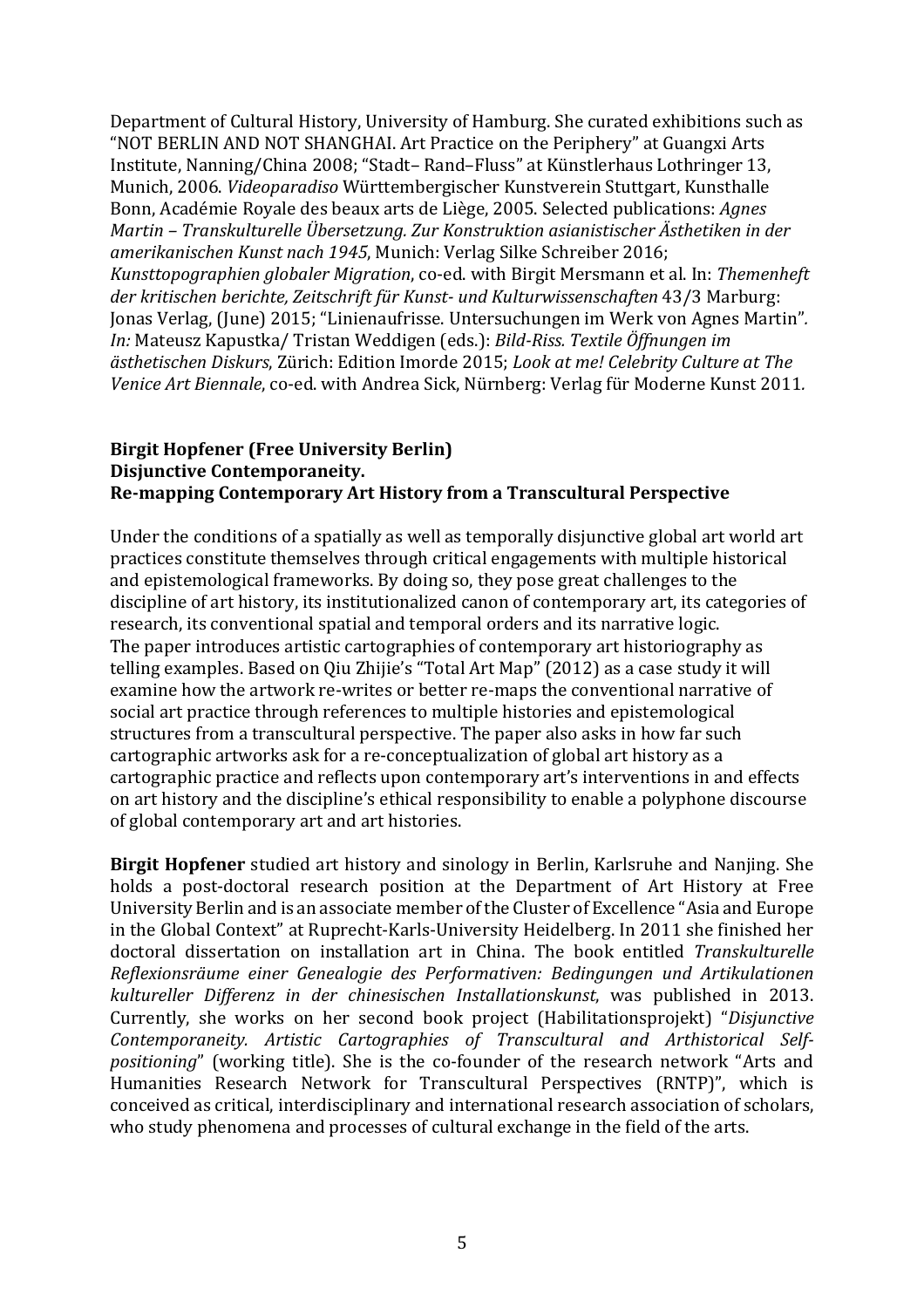Department of Cultural History, University of Hamburg. She curated exhibitions such as "NOT BERLIN AND NOT SHANGHAI. Art Practice on the Periphery" at Guangxi Arts Institute, Nanning/China 2008; "Stadt– Rand–Fluss" at Künstlerhaus Lothringer 13, Munich, 2006. *Videoparadiso* Württembergischer Kunstverein Stuttgart, Kunsthalle Bonn, Académie Royale des beaux arts de Liège, 2005. Selected publications: *Agnes Martin – Transkulturelle Übersetzung. Zur Konstruktion asianistischer Ästhetiken in der amerikanischen Kunst nach 1945*, Munich: Verlag Silke Schreiber 2016; *Kunsttopographien globaler Migration*, co-ed. with Birgit Mersmann et al. In: *Themenheft der kritischen berichte, Zeitschrift für Kunst- und Kulturwissenschaften* 43/3 Marburg: Jonas Verlag, (June) 2015; "Linienaufrisse. Untersuchungen im Werk von Agnes Martin". *In:* Mateusz Kapustka/ Tristan Weddigen (eds.): *Bild-Riss. Textile Öffnungen im ästhetischen Diskurs*, Zürich: Edition Imorde 2015; *Look at me! Celebrity Culture at The Venice Art Biennale*, co-ed. with Andrea Sick, Nürnberg: Verlag für Moderne Kunst 2011.

**Birgit Hopfener (Free University Berlin)**
**Disjunctive Contemporaneity.**
**Re-mapping Contemporary Art History from a Transcultural Perspective**

Under the conditions of a spatially as well as temporally disjunctive global art world art practices constitute themselves through critical engagements with multiple historical and epistemological frameworks. By doing so, they pose great challenges to the discipline of art history, its institutionalized canon of contemporary art, its categories of research, its conventional spatial and temporal orders and its narrative logic. The paper introduces artistic cartographies of contemporary art historiography as telling examples. Based on Qiu Zhijie's "Total Art Map" (2012) as a case study it will examine how the artwork re-writes or better re-maps the conventional narrative of social art practice through references to multiple histories and epistemological structures from a transcultural perspective. The paper also asks in how far such cartographic artworks ask for a re-conceptualization of global art history as a cartographic practice and reflects upon contemporary art's interventions in and effects on art history and the discipline's ethical responsibility to enable a polyphone discourse of global contemporary art and art histories.

**Birgit Hopfener** studied art history and sinology in Berlin, Karlsruhe and Nanjing. She holds a post-doctoral research position at the Department of Art History at Free University Berlin and is an associate member of the Cluster of Excellence "Asia and Europe in the Global Context" at Ruprecht-Karls-University Heidelberg. In 2011 she finished her doctoral dissertation on installation art in China. The book entitled *Transkulturelle Reflexionsräume einer Genealogie des Performativen: Bedingungen und Artikulationen kultureller Differenz in der chinesischen Installationskunst*, was published in 2013. Currently, she works on her second book project (Habilitationsprojekt) "*Disjunctive Contemporaneity. Artistic Cartographies of Transcultural and Arthistorical Self-positioning*" (working title). She is the co-founder of the research network "Arts and Humanities Research Network for Transcultural Perspectives (RNTP)", which is conceived as critical, interdisciplinary and international research association of scholars, who study phenomena and processes of cultural exchange in the field of the arts.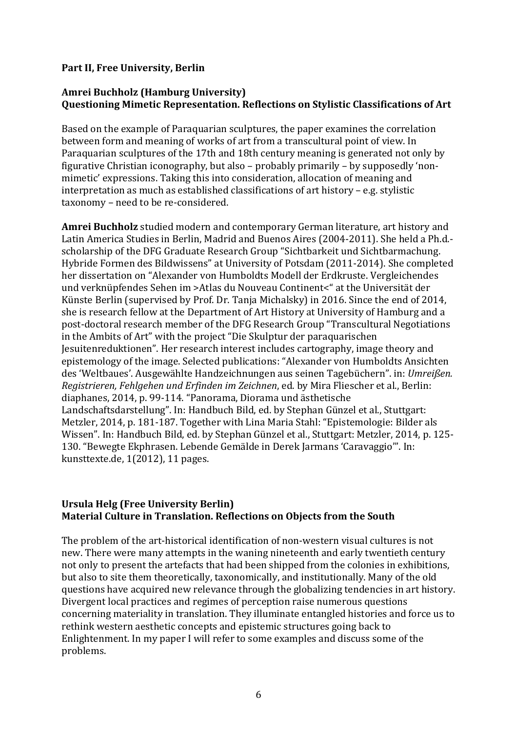**Part II, Free University, Berlin**

**Amrei Buchholz (Hamburg University)**
**Questioning Mimetic Representation. Reflections on Stylistic Classifications of Art**

Based on the example of Paraquarian sculptures, the paper examines the correlation between form and meaning of works of art from a transcultural point of view. In Paraquarian sculptures of the 17th and 18th century meaning is generated not only by figurative Christian iconography, but also – probably primarily – by supposedly 'non-mimetic' expressions. Taking this into consideration, allocation of meaning and interpretation as much as established classifications of art history – e.g. stylistic taxonomy – need to be re-considered.

**Amrei Buchholz** studied modern and contemporary German literature, art history and Latin America Studies in Berlin, Madrid and Buenos Aires (2004-2011). She held a Ph.d.-scholarship of the DFG Graduate Research Group "Sichtbarkeit und Sichtbarmachung. Hybride Formen des Bildwissens" at University of Potsdam (2011-2014). She completed her dissertation on "Alexander von Humboldts Modell der Erdkruste. Vergleichendes und verknüpfendes Sehen im >Atlas du Nouveau Continent<" at the Universität der Künste Berlin (supervised by Prof. Dr. Tanja Michalsky) in 2016. Since the end of 2014, she is research fellow at the Department of Art History at University of Hamburg and a post-doctoral research member of the DFG Research Group "Transcultural Negotiations in the Ambits of Art" with the project "Die Skulptur der paraquarischen Jesuitenreduktionen". Her research interest includes cartography, image theory and epistemology of the image. Selected publications: "Alexander von Humboldts Ansichten des 'Weltbaues'. Ausgewählte Handzeichnungen aus seinen Tagebüchern". in: *Umreißen. Registrieren, Fehlgehen und Erfinden im Zeichnen*, ed. by Mira Fliescher et al., Berlin: diaphanes, 2014, p. 99-114. "Panorama, Diorama und ästhetische Landschaftsdarstellung". In: Handbuch Bild, ed. by Stephan Günzel et al., Stuttgart: Metzler, 2014, p. 181-187. Together with Lina Maria Stahl: "Epistemologie: Bilder als Wissen". In: Handbuch Bild, ed. by Stephan Günzel et al., Stuttgart: Metzler, 2014, p. 125-130. "Bewegte Ekphrasen. Lebende Gemälde in Derek Jarmans 'Caravaggio'". In: kunsttexte.de, 1(2012), 11 pages.

**Ursula Helg (Free University Berlin)**
**Material Culture in Translation. Reflections on Objects from the South**

The problem of the art-historical identification of non-western visual cultures is not new. There were many attempts in the waning nineteenth and early twentieth century not only to present the artefacts that had been shipped from the colonies in exhibitions, but also to site them theoretically, taxonomically, and institutionally. Many of the old questions have acquired new relevance through the globalizing tendencies in art history. Divergent local practices and regimes of perception raise numerous questions concerning materiality in translation. They illuminate entangled histories and force us to rethink western aesthetic concepts and epistemic structures going back to Enlightenment. In my paper I will refer to some examples and discuss some of the problems.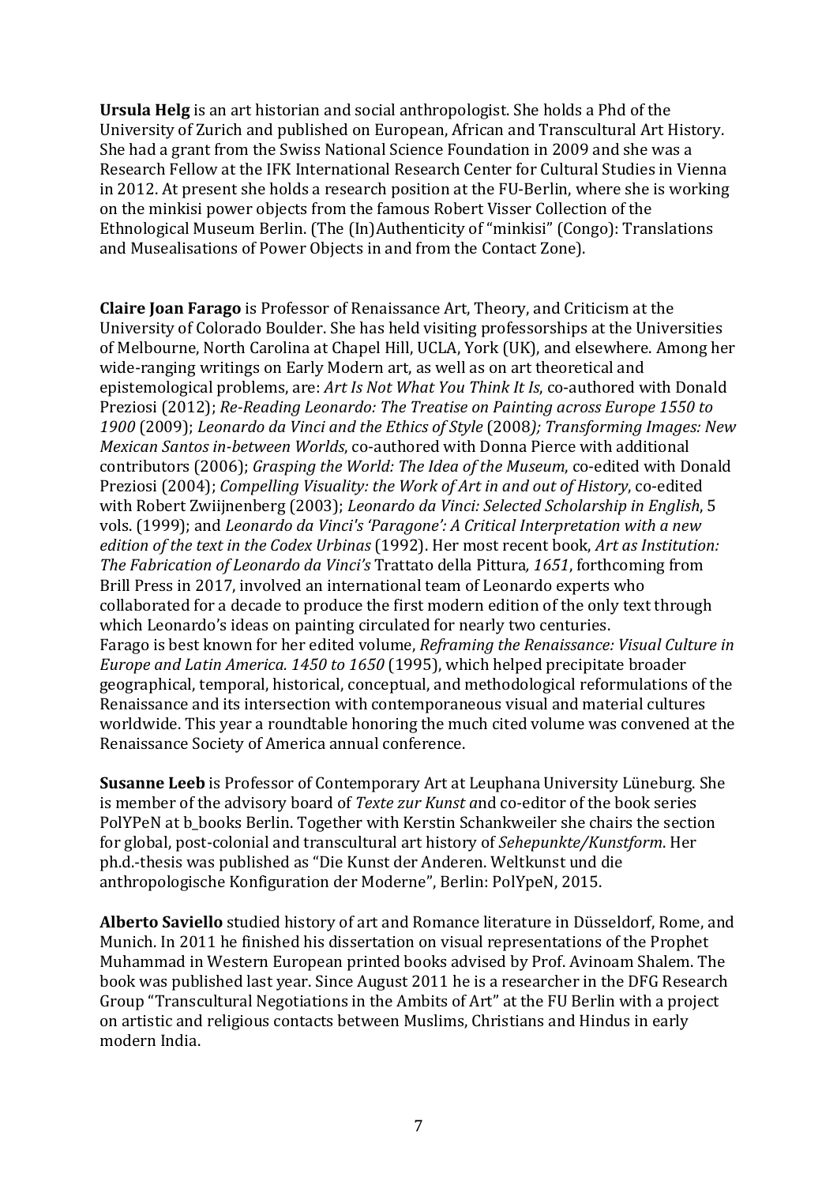**Ursula Helg** is an art historian and social anthropologist. She holds a Phd of the University of Zurich and published on European, African and Transcultural Art History. She had a grant from the Swiss National Science Foundation in 2009 and she was a Research Fellow at the IFK International Research Center for Cultural Studies in Vienna in 2012. At present she holds a research position at the FU-Berlin, where she is working on the minkisi power objects from the famous Robert Visser Collection of the Ethnological Museum Berlin. (The (In)Authenticity of "minkisi" (Congo): Translations and Musealisations of Power Objects in and from the Contact Zone).

**Claire Joan Farago** is Professor of Renaissance Art, Theory, and Criticism at the University of Colorado Boulder. She has held visiting professorships at the Universities of Melbourne, North Carolina at Chapel Hill, UCLA, York (UK), and elsewhere. Among her wide-ranging writings on Early Modern art, as well as on art theoretical and epistemological problems, are: *Art Is Not What You Think It Is*, co-authored with Donald Preziosi (2012); *Re-Reading Leonardo: The Treatise on Painting across Europe 1550 to 1900* (2009); *Leonardo da Vinci and the Ethics of Style* (2008*); Transforming Images: New Mexican Santos in-between Worlds*, co-authored with Donna Pierce with additional contributors (2006); *Grasping the World: The Idea of the Museum*, co-edited with Donald Preziosi (2004); *Compelling Visuality: the Work of Art in and out of History*, co-edited with Robert Zwiijnenberg (2003); *Leonardo da Vinci: Selected Scholarship in English*, 5 vols. (1999); and *Leonardo da Vinci's 'Paragone': A Critical Interpretation with a new edition of the text in the Codex Urbinas* (1992). Her most recent book, *Art as Institution: The Fabrication of Leonardo da Vinci's* Trattato della Pittura*, 1651*, forthcoming from Brill Press in 2017, involved an international team of Leonardo experts who collaborated for a decade to produce the first modern edition of the only text through which Leonardo's ideas on painting circulated for nearly two centuries.
Farago is best known for her edited volume, *Reframing the Renaissance: Visual Culture in Europe and Latin America. 1450 to 1650* (1995), which helped precipitate broader geographical, temporal, historical, conceptual, and methodological reformulations of the Renaissance and its intersection with contemporaneous visual and material cultures worldwide. This year a roundtable honoring the much cited volume was convened at the Renaissance Society of America annual conference.

**Susanne Leeb** is Professor of Contemporary Art at Leuphana University Lüneburg. She is member of the advisory board of *Texte zur Kunst a*nd co-editor of the book series PolYPeN at b_books Berlin. Together with Kerstin Schankweiler she chairs the section for global, post-colonial and transcultural art history of *Sehepunkte/Kunstform*. Her ph.d.-thesis was published as "Die Kunst der Anderen. Weltkunst und die anthropologische Konfiguration der Moderne", Berlin: PolYpeN, 2015.

**Alberto Saviello** studied history of art and Romance literature in Düsseldorf, Rome, and Munich. In 2011 he finished his dissertation on visual representations of the Prophet Muhammad in Western European printed books advised by Prof. Avinoam Shalem. The book was published last year. Since August 2011 he is a researcher in the DFG Research Group "Transcultural Negotiations in the Ambits of Art" at the FU Berlin with a project on artistic and religious contacts between Muslims, Christians and Hindus in early modern India.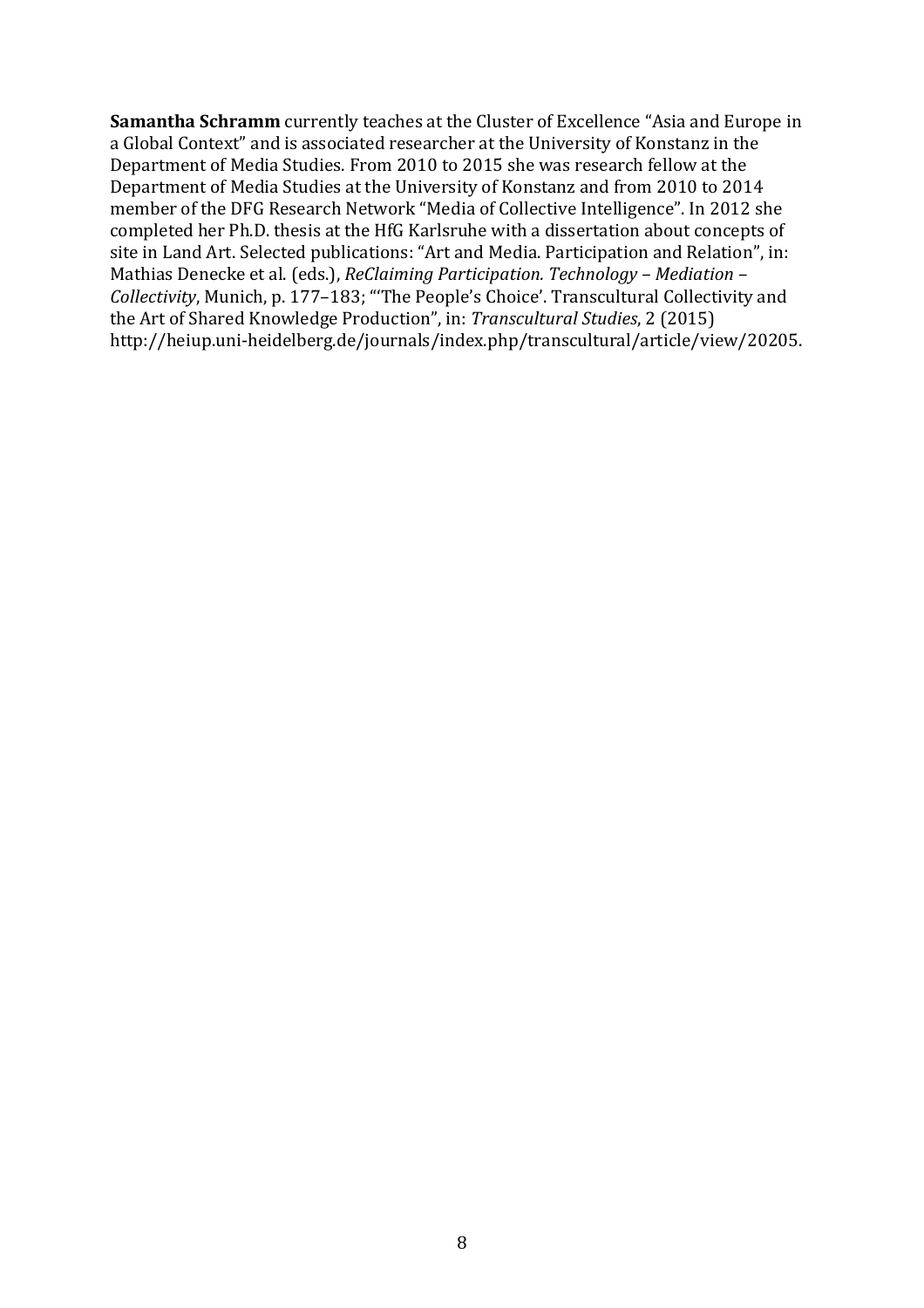**Samantha Schramm** currently teaches at the Cluster of Excellence "Asia and Europe in a Global Context" and is associated researcher at the University of Konstanz in the Department of Media Studies. From 2010 to 2015 she was research fellow at the Department of Media Studies at the University of Konstanz and from 2010 to 2014 member of the DFG Research Network "Media of Collective Intelligence". In 2012 she completed her Ph.D. thesis at the HfG Karlsruhe with a dissertation about concepts of site in Land Art. Selected publications: "Art and Media. Participation and Relation", in: Mathias Denecke et al. (eds.), *ReClaiming Participation. Technology – Mediation – Collectivity*, Munich, p. 177–183; "'The People's Choice'. Transcultural Collectivity and the Art of Shared Knowledge Production", in: *Transcultural Studies*, 2 (2015) http://heiup.uni-heidelberg.de/journals/index.php/transcultural/article/view/20205.